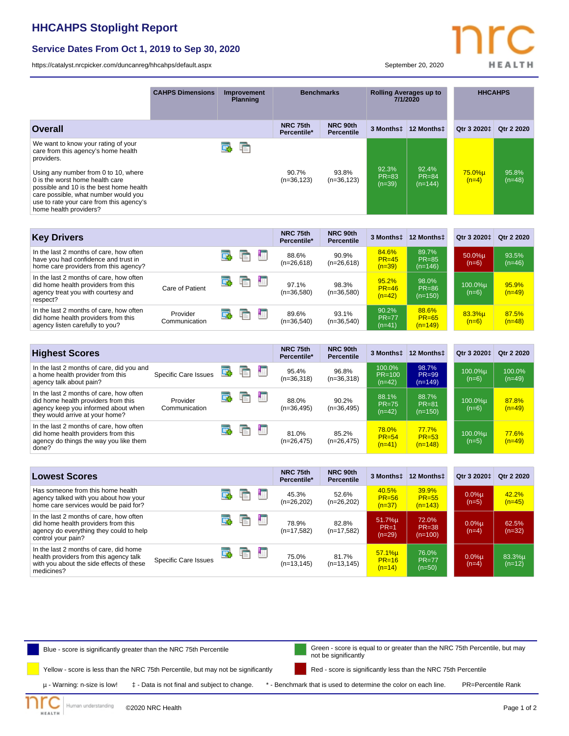# HHCAHPS Stoplight Report

## Service Dates From Oct 1, 2019 to Sep 30, 2020

https://catalyst.nrcpicker.com/duncanreg/hhcahps/default.aspx

September 20, 2020

| | CAHPS Dimensions | Improvement Planning | Benchmarks | | Rolling Averages up to 7/1/2020 | | HHCAHPS | |
|---|---|---|---|---|---|---|---|---|
| **Overall** | | | NRC 75th Percentile* | NRC 90th Percentile | 3 Months‡ | 12 Months‡ | Qtr 3 2020‡ | Qtr 2 2020 |
| We want to know your rating of your care from this agency's home health providers. Using any number from 0 to 10, where 0 is the worst home health care possible and 10 is the best home health care possible, what number would you use to rate your care from this agency's home health providers? | | | 90.7% (n=36,123) | 93.8% (n=36,123) | 92.3% PR=83 (n=39) | 92.4% PR=84 (n=144) | 75.0%µ (n=4) | 95.8% (n=48) |

| **Key Drivers** | CAHPS Dimensions | NRC 75th Percentile* | NRC 90th Percentile | 3 Months‡ | 12 Months‡ | Qtr 3 2020‡ | Qtr 2 2020 |
|---|---|---|---|---|---|---|---|
| In the last 2 months of care, how often have you had confidence and trust in home care providers from this agency? | | 88.6% (n=26,618) | 90.9% (n=26,618) | 84.6% PR=45 (n=39) | 89.7% PR=85 (n=146) | 50.0%µ (n=6) | 93.5% (n=46) |
| In the last 2 months of care, how often did home health providers from this agency treat you with courtesy and respect? | Care of Patient | 97.1% (n=36,580) | 98.3% (n=36,580) | 95.2% PR=46 (n=42) | 98.0% PR=86 (n=150) | 100.0%µ (n=6) | 95.9% (n=49) |
| In the last 2 months of care, how often did home health providers from this agency listen carefully to you? | Provider Communication | 89.6% (n=36,540) | 93.1% (n=36,540) | 90.2% PR=77 (n=41) | 88.6% PR=65 (n=149) | 83.3%µ (n=6) | 87.5% (n=48) |

| **Highest Scores** | CAHPS Dimensions | NRC 75th Percentile* | NRC 90th Percentile | 3 Months‡ | 12 Months‡ | Qtr 3 2020‡ | Qtr 2 2020 |
|---|---|---|---|---|---|---|---|
| In the last 2 months of care, did you and a home health provider from this agency talk about pain? | Specific Care Issues | 95.4% (n=36,318) | 96.8% (n=36,318) | 100.0% PR=100 (n=42) | 98.7% PR=99 (n=149) | 100.0%µ (n=6) | 100.0% (n=49) |
| In the last 2 months of care, how often did home health providers from this agency keep you informed about when they would arrive at your home? | Provider Communication | 88.0% (n=36,495) | 90.2% (n=36,495) | 88.1% PR=75 (n=42) | 88.7% PR=81 (n=150) | 100.0%µ (n=6) | 87.8% (n=49) |
| In the last 2 months of care, how often did home health providers from this agency do things the way you like them done? | | 81.0% (n=26,475) | 85.2% (n=26,475) | 78.0% PR=54 (n=41) | 77.7% PR=53 (n=148) | 100.0%µ (n=5) | 77.6% (n=49) |

| **Lowest Scores** | CAHPS Dimensions | NRC 75th Percentile* | NRC 90th Percentile | 3 Months‡ | 12 Months‡ | Qtr 3 2020‡ | Qtr 2 2020 |
|---|---|---|---|---|---|---|---|
| Has someone from this home health agency talked with you about how your home care services would be paid for? | | 45.3% (n=26,202) | 52.6% (n=26,202) | 40.5% PR=56 (n=37) | 39.9% PR=55 (n=143) | 0.0%µ (n=5) | 42.2% (n=45) |
| In the last 2 months of care, how often did home health providers from this agency do everything they could to help control your pain? | | 78.9% (n=17,582) | 82.8% (n=17,582) | 51.7%µ PR=1 (n=29) | 72.0% PR=38 (n=100) | 0.0%µ (n=4) | 62.5% (n=32) |
| In the last 2 months of care, did home health providers from this agency talk with you about the side effects of these medicines? | Specific Care Issues | 75.0% (n=13,145) | 81.7% (n=13,145) | 57.1%µ PR=16 (n=14) | 76.0% PR=77 (n=50) | 0.0%µ (n=4) | 83.3%µ (n=12) |

Blue - score is significantly greater than the NRC 75th Percentile

Green - score is equal to or greater than the NRC 75th Percentile, but may not be significantly

Yellow - score is less than the NRC 75th Percentile, but may not be significantly

Red - score is significantly less than the NRC 75th Percentile

µ - Warning: n-size is low! ‡ - Data is not final and subject to change. * - Benchmark that is used to determine the color on each line. PR=Percentile Rank

©2020 NRC Health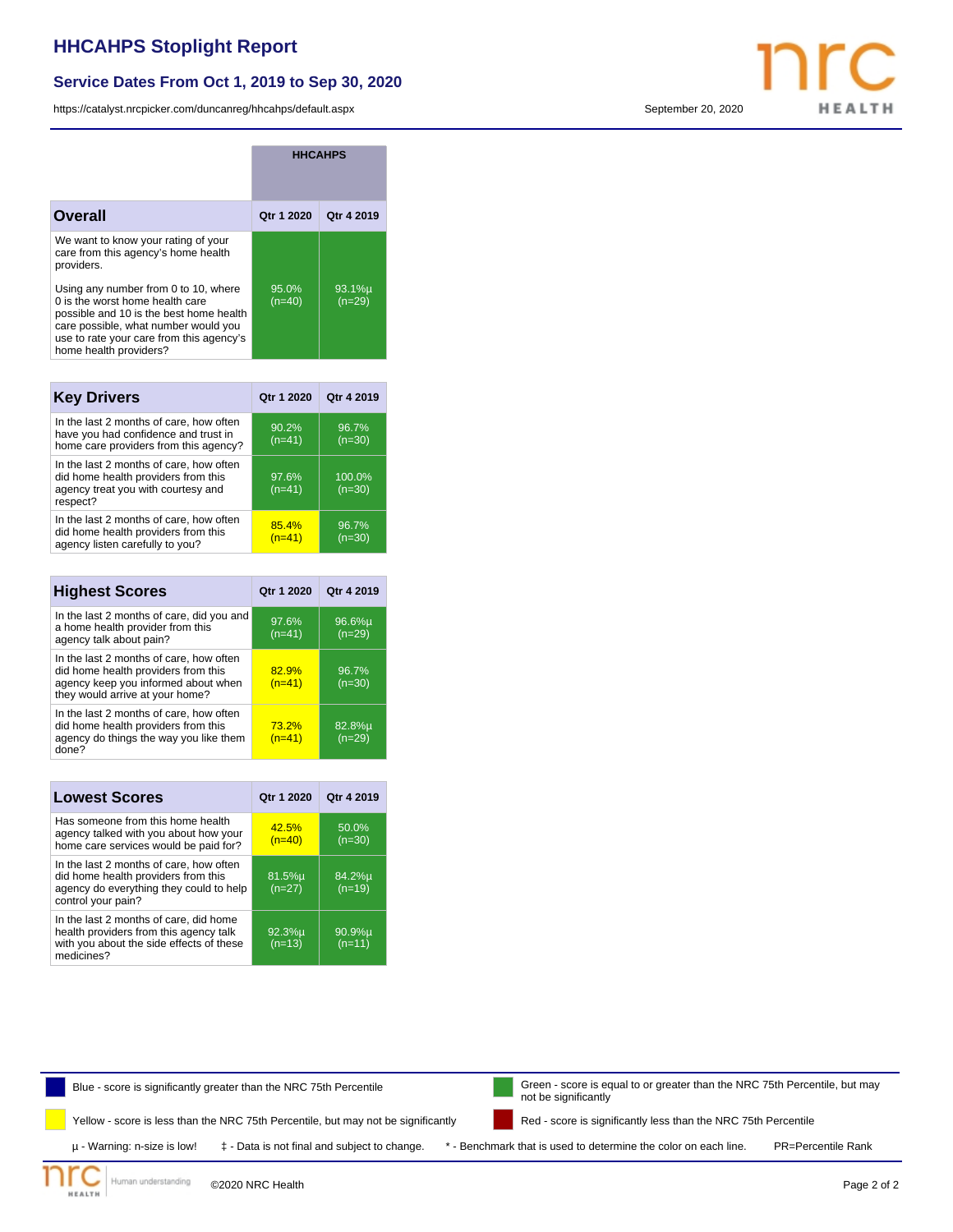# HHCAHPS Stoplight Report

## Service Dates From Oct 1, 2019 to Sep 30, 2020

https://catalyst.nrcpicker.com/duncanreg/hhcahps/default.aspx

September 20, 2020

| | HHCAHPS | |
|---|---|---|
| **Overall** | **Qtr 1 2020** | **Qtr 4 2019** |
| We want to know your rating of your care from this agency's home health providers. Using any number from 0 to 10, where 0 is the worst home health care possible and 10 is the best home health care possible, what number would you use to rate your care from this agency's home health providers? | 95.0% (n=40) | 93.1%µ (n=29) |

| **Key Drivers** | **Qtr 1 2020** | **Qtr 4 2019** |
|---|---|---|
| In the last 2 months of care, how often have you had confidence and trust in home care providers from this agency? | 90.2% (n=41) | 96.7% (n=30) |
| In the last 2 months of care, how often did home health providers from this agency treat you with courtesy and respect? | 97.6% (n=41) | 100.0% (n=30) |
| In the last 2 months of care, how often did home health providers from this agency listen carefully to you? | 85.4% (n=41) | 96.7% (n=30) |

| **Highest Scores** | **Qtr 1 2020** | **Qtr 4 2019** |
|---|---|---|
| In the last 2 months of care, did you and a home health provider from this agency talk about pain? | 97.6% (n=41) | 96.6%µ (n=29) |
| In the last 2 months of care, how often did home health providers from this agency keep you informed about when they would arrive at your home? | 82.9% (n=41) | 96.7% (n=30) |
| In the last 2 months of care, how often did home health providers from this agency do things the way you like them done? | 73.2% (n=41) | 82.8%µ (n=29) |

| **Lowest Scores** | **Qtr 1 2020** | **Qtr 4 2019** |
|---|---|---|
| Has someone from this home health agency talked with you about how your home care services would be paid for? | 42.5% (n=40) | 50.0% (n=30) |
| In the last 2 months of care, how often did home health providers from this agency do everything they could to help control your pain? | 81.5%µ (n=27) | 84.2%µ (n=19) |
| In the last 2 months of care, did home health providers from this agency talk with you about the side effects of these medicines? | 92.3%µ (n=13) | 90.9%µ (n=11) |

Blue - score is significantly greater than the NRC 75th Percentile

Green - score is equal to or greater than the NRC 75th Percentile, but may not be significantly

Yellow - score is less than the NRC 75th Percentile, but may not be significantly

Red - score is significantly less than the NRC 75th Percentile

µ - Warning: n-size is low! ‡ - Data is not final and subject to change. * - Benchmark that is used to determine the color on each line. PR=Percentile Rank

Human understanding

©2020 NRC Health